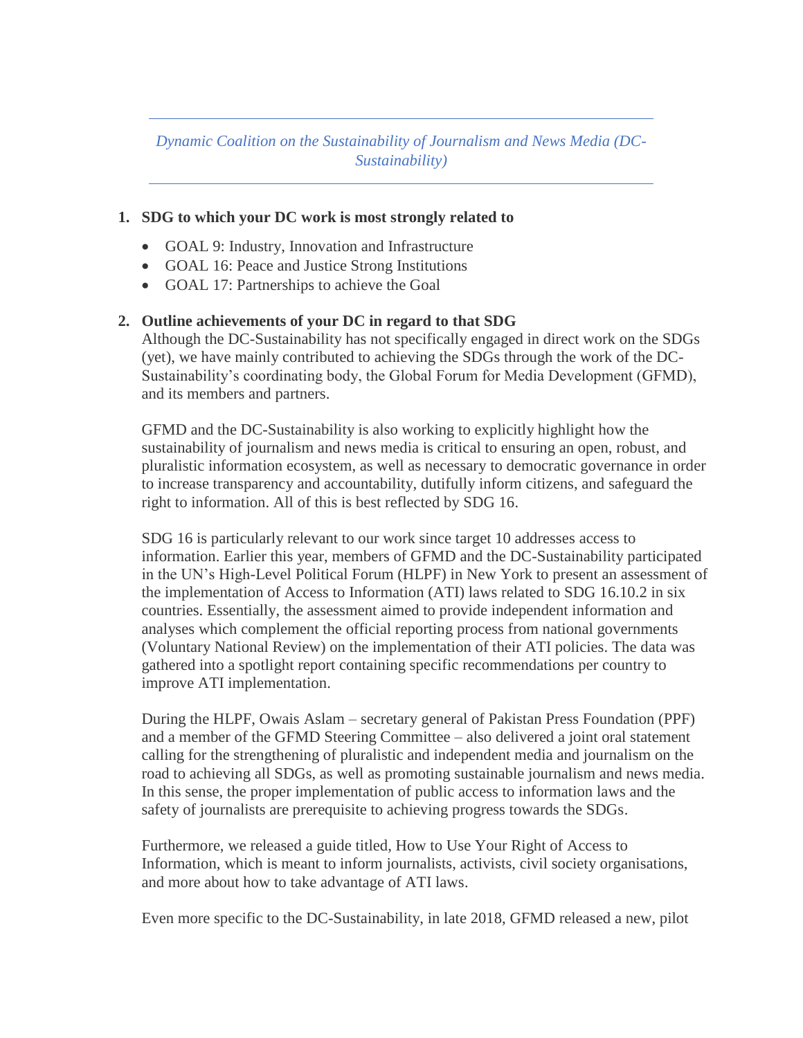*Dynamic Coalition on the Sustainability of Journalism and News Media (DC-Sustainability)*

---

1. **SDG to which your DC work is most strongly related to**

   - GOAL 9: Industry, Innovation and Infrastructure
   - GOAL 16: Peace and Justice Strong Institutions
   - GOAL 17: Partnerships to achieve the Goal

2. **Outline achievements of your DC in regard to that SDG**

   Although the DC-Sustainability has not specifically engaged in direct work on the SDGs (yet), we have mainly contributed to achieving the SDGs through the work of the DC-Sustainability's coordinating body, the Global Forum for Media Development (GFMD), and its members and partners.

   GFMD and the DC-Sustainability is also working to explicitly highlight how the sustainability of journalism and news media is critical to ensuring an open, robust, and pluralistic information ecosystem, as well as necessary to democratic governance in order to increase transparency and accountability, dutifully inform citizens, and safeguard the right to information. All of this is best reflected by SDG 16.

   SDG 16 is particularly relevant to our work since target 10 addresses access to information. Earlier this year, members of GFMD and the DC-Sustainability participated in the UN's High-Level Political Forum (HLPF) in New York to present an assessment of the implementation of Access to Information (ATI) laws related to SDG 16.10.2 in six countries. Essentially, the assessment aimed to provide independent information and analyses which complement the official reporting process from national governments (Voluntary National Review) on the implementation of their ATI policies. The data was gathered into a spotlight report containing specific recommendations per country to improve ATI implementation.

   During the HLPF, Owais Aslam – secretary general of Pakistan Press Foundation (PPF) and a member of the GFMD Steering Committee – also delivered a joint oral statement calling for the strengthening of pluralistic and independent media and journalism on the road to achieving all SDGs, as well as promoting sustainable journalism and news media. In this sense, the proper implementation of public access to information laws and the safety of journalists are prerequisite to achieving progress towards the SDGs.

   Furthermore, we released a guide titled, How to Use Your Right of Access to Information, which is meant to inform journalists, activists, civil society organisations, and more about how to take advantage of ATI laws.

   Even more specific to the DC-Sustainability, in late 2018, GFMD released a new, pilot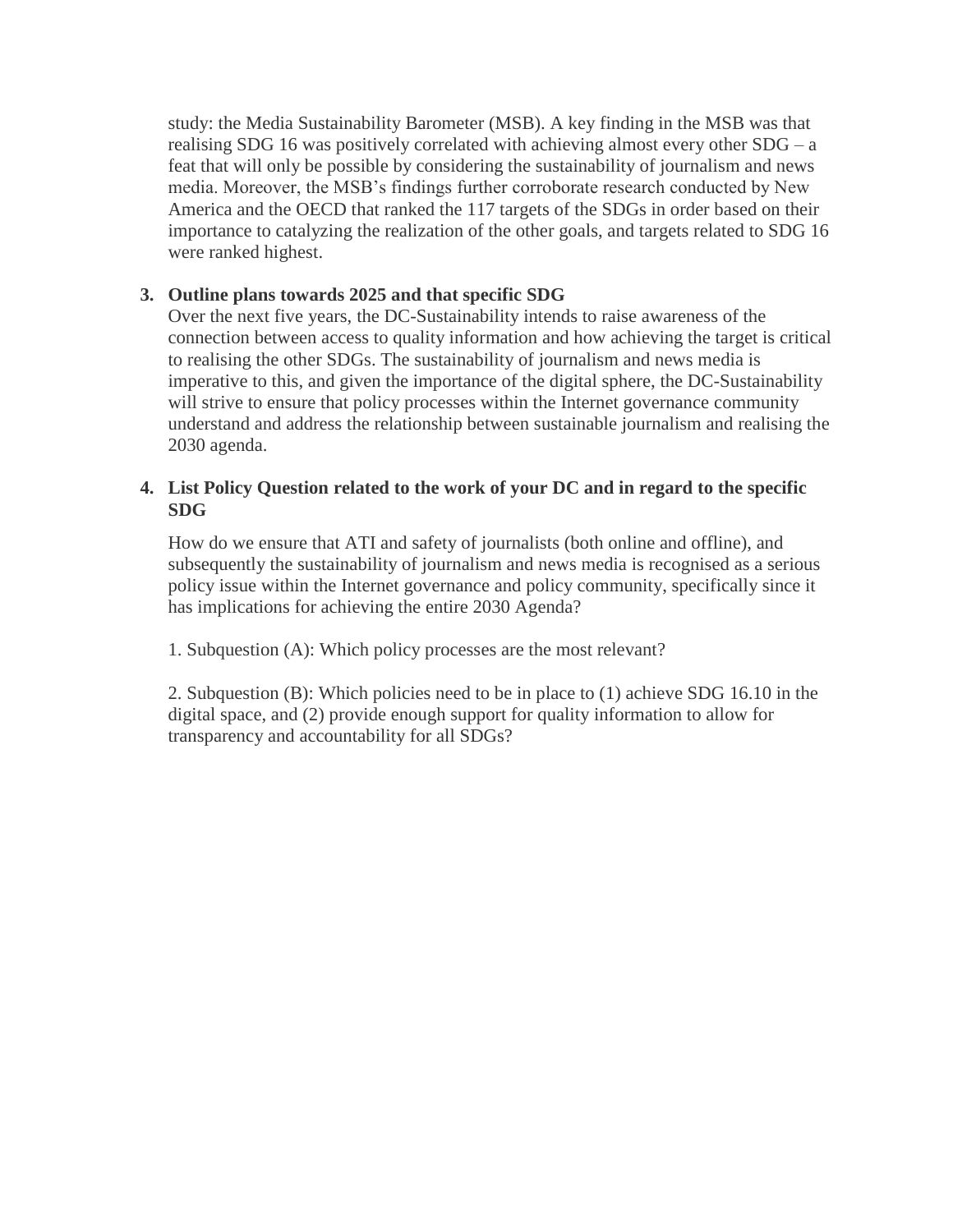study: the Media Sustainability Barometer (MSB). A key finding in the MSB was that realising SDG 16 was positively correlated with achieving almost every other SDG – a feat that will only be possible by considering the sustainability of journalism and news media. Moreover, the MSB's findings further corroborate research conducted by New America and the OECD that ranked the 117 targets of the SDGs in order based on their importance to catalyzing the realization of the other goals, and targets related to SDG 16 were ranked highest.

3. **Outline plans towards 2025 and that specific SDG**

   Over the next five years, the DC-Sustainability intends to raise awareness of the connection between access to quality information and how achieving the target is critical to realising the other SDGs. The sustainability of journalism and news media is imperative to this, and given the importance of the digital sphere, the DC-Sustainability will strive to ensure that policy processes within the Internet governance community understand and address the relationship between sustainable journalism and realising the 2030 agenda.

4. **List Policy Question related to the work of your DC and in regard to the specific SDG**

   How do we ensure that ATI and safety of journalists (both online and offline), and subsequently the sustainability of journalism and news media is recognised as a serious policy issue within the Internet governance and policy community, specifically since it has implications for achieving the entire 2030 Agenda?

   1. Subquestion (A): Which policy processes are the most relevant?

   2. Subquestion (B): Which policies need to be in place to (1) achieve SDG 16.10 in the digital space, and (2) provide enough support for quality information to allow for transparency and accountability for all SDGs?